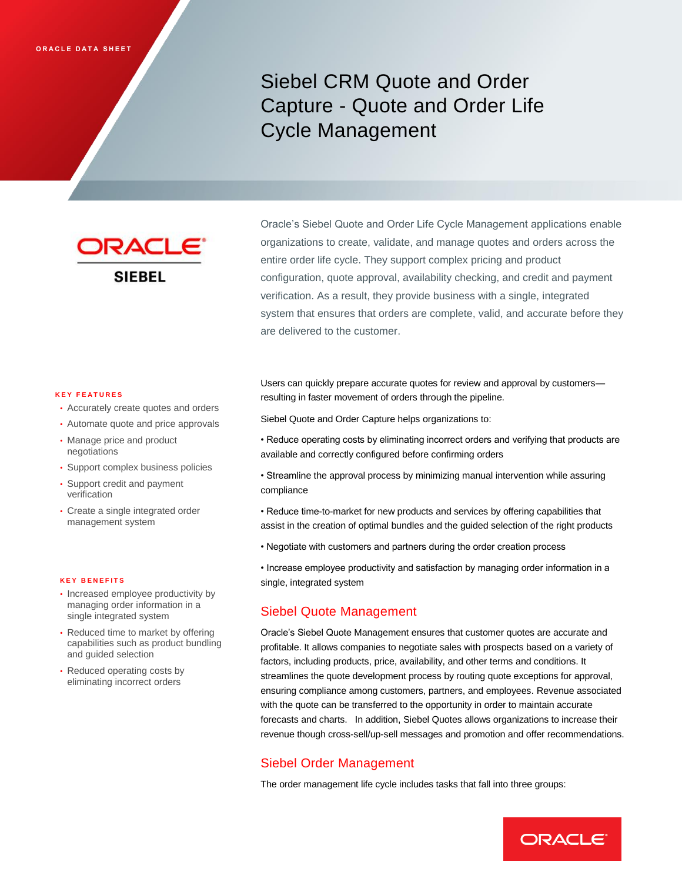ORACLE DATA SHEET

# Siebel CRM Quote and Order Capture - Quote and Order Life Cycle Management

ORACLE SIEBEL

Oracle's Siebel Quote and Order Life Cycle Management applications enable organizations to create, validate, and manage quotes and orders across the entire order life cycle. They support complex pricing and product configuration, quote approval, availability checking, and credit and payment verification. As a result, they provide business with a single, integrated system that ensures that orders are complete, valid, and accurate before they are delivered to the customer.

### KEY FEATURES

- Accurately create quotes and orders
- Automate quote and price approvals
- Manage price and product negotiations
- Support complex business policies
- Support credit and payment verification
- Create a single integrated order management system

### KEY BENEFITS

- Increased employee productivity by managing order information in a single integrated system
- Reduced time to market by offering capabilities such as product bundling and guided selection
- Reduced operating costs by eliminating incorrect orders

Users can quickly prepare accurate quotes for review and approval by customers—resulting in faster movement of orders through the pipeline.

Siebel Quote and Order Capture helps organizations to:

- Reduce operating costs by eliminating incorrect orders and verifying that products are available and correctly configured before confirming orders
- Streamline the approval process by minimizing manual intervention while assuring compliance
- Reduce time-to-market for new products and services by offering capabilities that assist in the creation of optimal bundles and the guided selection of the right products
- Negotiate with customers and partners during the order creation process
- Increase employee productivity and satisfaction by managing order information in a single, integrated system

## Siebel Quote Management

Oracle's Siebel Quote Management ensures that customer quotes are accurate and profitable. It allows companies to negotiate sales with prospects based on a variety of factors, including products, price, availability, and other terms and conditions. It streamlines the quote development process by routing quote exceptions for approval, ensuring compliance among customers, partners, and employees. Revenue associated with the quote can be transferred to the opportunity in order to maintain accurate forecasts and charts. In addition, Siebel Quotes allows organizations to increase their revenue though cross-sell/up-sell messages and promotion and offer recommendations.

## Siebel Order Management

The order management life cycle includes tasks that fall into three groups: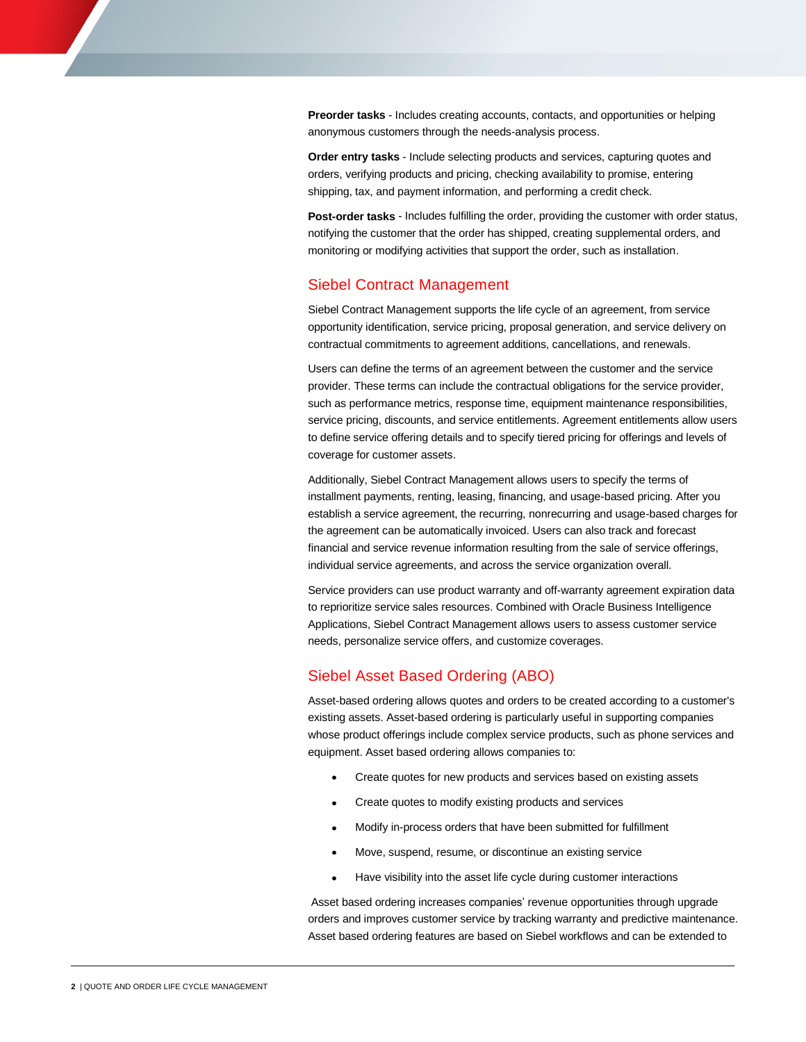**Preorder tasks** - Includes creating accounts, contacts, and opportunities or helping anonymous customers through the needs-analysis process.

**Order entry tasks** - Include selecting products and services, capturing quotes and orders, verifying products and pricing, checking availability to promise, entering shipping, tax, and payment information, and performing a credit check.

**Post-order tasks** - Includes fulfilling the order, providing the customer with order status, notifying the customer that the order has shipped, creating supplemental orders, and monitoring or modifying activities that support the order, such as installation.

## Siebel Contract Management

Siebel Contract Management supports the life cycle of an agreement, from service opportunity identification, service pricing, proposal generation, and service delivery on contractual commitments to agreement additions, cancellations, and renewals.

Users can define the terms of an agreement between the customer and the service provider. These terms can include the contractual obligations for the service provider, such as performance metrics, response time, equipment maintenance responsibilities, service pricing, discounts, and service entitlements. Agreement entitlements allow users to define service offering details and to specify tiered pricing for offerings and levels of coverage for customer assets.

Additionally, Siebel Contract Management allows users to specify the terms of installment payments, renting, leasing, financing, and usage-based pricing. After you establish a service agreement, the recurring, nonrecurring and usage-based charges for the agreement can be automatically invoiced. Users can also track and forecast financial and service revenue information resulting from the sale of service offerings, individual service agreements, and across the service organization overall.

Service providers can use product warranty and off-warranty agreement expiration data to reprioritize service sales resources. Combined with Oracle Business Intelligence Applications, Siebel Contract Management allows users to assess customer service needs, personalize service offers, and customize coverages.

## Siebel Asset Based Ordering (ABO)

Asset-based ordering allows quotes and orders to be created according to a customer's existing assets. Asset-based ordering is particularly useful in supporting companies whose product offerings include complex service products, such as phone services and equipment. Asset based ordering allows companies to:

- Create quotes for new products and services based on existing assets
- Create quotes to modify existing products and services
- Modify in-process orders that have been submitted for fulfillment
- Move, suspend, resume, or discontinue an existing service
- Have visibility into the asset life cycle during customer interactions

Asset based ordering increases companies' revenue opportunities through upgrade orders and improves customer service by tracking warranty and predictive maintenance. Asset based ordering features are based on Siebel workflows and can be extended to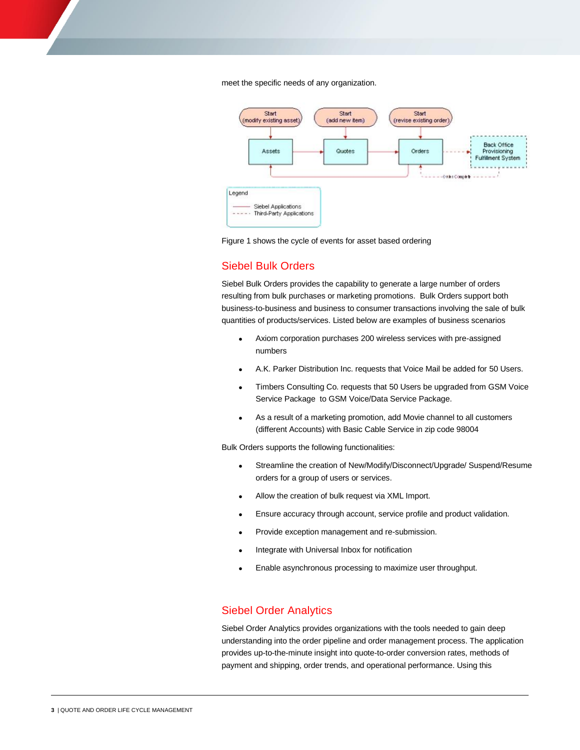meet the specific needs of any organization.

Figure 1 shows the cycle of events for asset based ordering

## Siebel Bulk Orders

Siebel Bulk Orders provides the capability to generate a large number of orders resulting from bulk purchases or marketing promotions.  Bulk Orders support both business-to-business and business to consumer transactions involving the sale of bulk quantities of products/services. Listed below are examples of business scenarios

- Axiom corporation purchases 200 wireless services with pre-assigned numbers
- A.K. Parker Distribution Inc. requests that Voice Mail be added for 50 Users.
- Timbers Consulting Co. requests that 50 Users be upgraded from GSM Voice Service Package  to GSM Voice/Data Service Package.
- As a result of a marketing promotion, add Movie channel to all customers (different Accounts) with Basic Cable Service in zip code 98004

Bulk Orders supports the following functionalities:

- Streamline the creation of New/Modify/Disconnect/Upgrade/ Suspend/Resume orders for a group of users or services.
- Allow the creation of bulk request via XML Import.
- Ensure accuracy through account, service profile and product validation.
- Provide exception management and re-submission.
- Integrate with Universal Inbox for notification
- Enable asynchronous processing to maximize user throughput.

## Siebel Order Analytics

Siebel Order Analytics provides organizations with the tools needed to gain deep understanding into the order pipeline and order management process. The application provides up-to-the-minute insight into quote-to-order conversion rates, methods of payment and shipping, order trends, and operational performance. Using this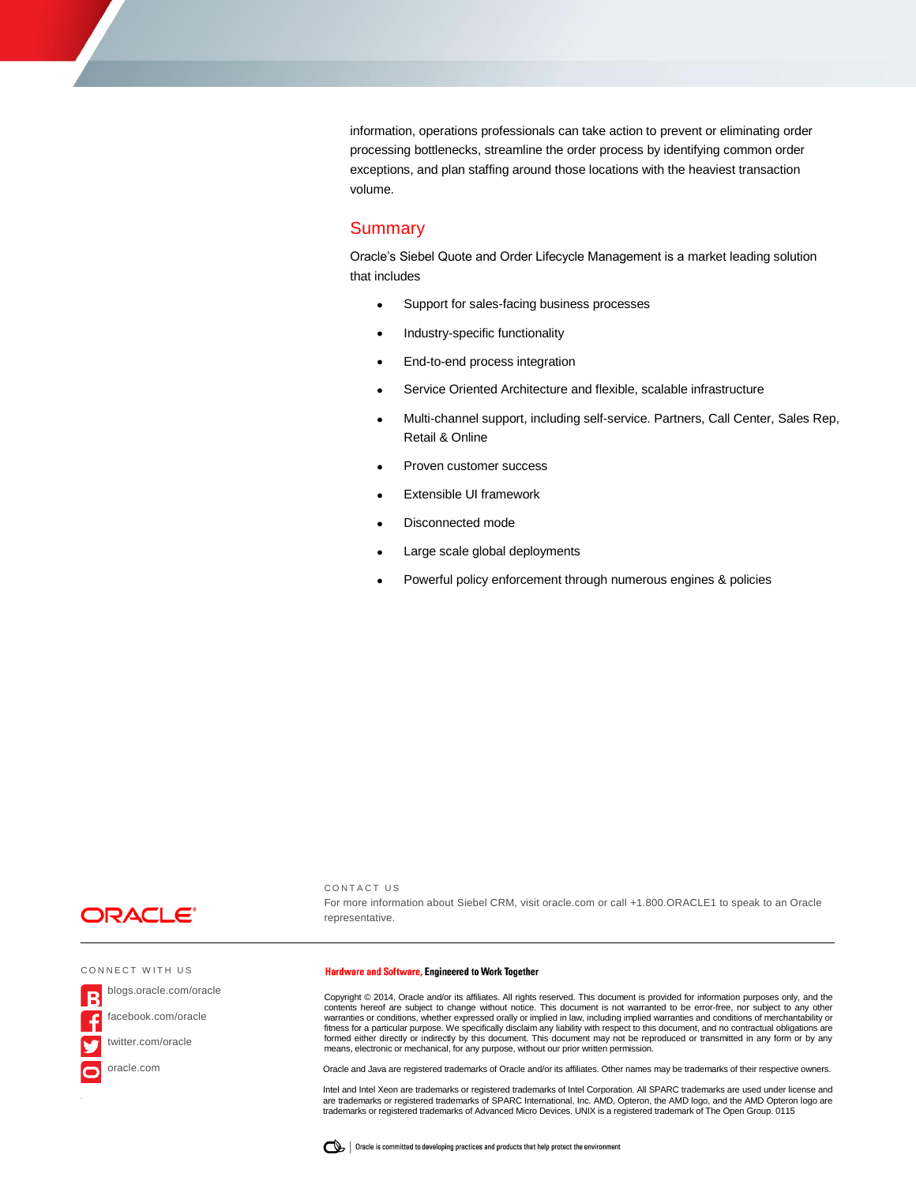information, operations professionals can take action to prevent or eliminating order processing bottlenecks, streamline the order process by identifying common order exceptions, and plan staffing around those locations with the heaviest transaction volume.

## Summary

Oracle's Siebel Quote and Order Lifecycle Management is a market leading solution that includes

- Support for sales-facing business processes
- Industry-specific functionality
- End-to-end process integration
- Service Oriented Architecture and flexible, scalable infrastructure
- Multi-channel support, including self-service. Partners, Call Center, Sales Rep, Retail & Online
- Proven customer success
- Extensible UI framework
- Disconnected mode
- Large scale global deployments
- Powerful policy enforcement through numerous engines & policies

ORACLE

CONTACT US

For more information about Siebel CRM, visit oracle.com or call +1.800.ORACLE1 to speak to an Oracle representative.

CONNECT WITH US

blogs.oracle.com/oracle

facebook.com/oracle

twitter.com/oracle

oracle.com

**Hardware and Software, Engineered to Work Together**

Copyright © 2014, Oracle and/or its affiliates. All rights reserved. This document is provided for information purposes only, and the contents hereof are subject to change without notice. This document is not warranted to be error-free, nor subject to any other warranties or conditions, whether expressed orally or implied in law, including implied warranties and conditions of merchantability or fitness for a particular purpose. We specifically disclaim any liability with respect to this document, and no contractual obligations are formed either directly or indirectly by this document. This document may not be reproduced or transmitted in any form or by any means, electronic or mechanical, for any purpose, without our prior written permission.

Oracle and Java are registered trademarks of Oracle and/or its affiliates. Other names may be trademarks of their respective owners.

Intel and Intel Xeon are trademarks or registered trademarks of Intel Corporation. All SPARC trademarks are used under license and are trademarks or registered trademarks of SPARC International, Inc. AMD, Opteron, the AMD logo, and the AMD Opteron logo are trademarks or registered trademarks of Advanced Micro Devices. UNIX is a registered trademark of The Open Group. 0115

Oracle is committed to developing practices and products that help protect the environment